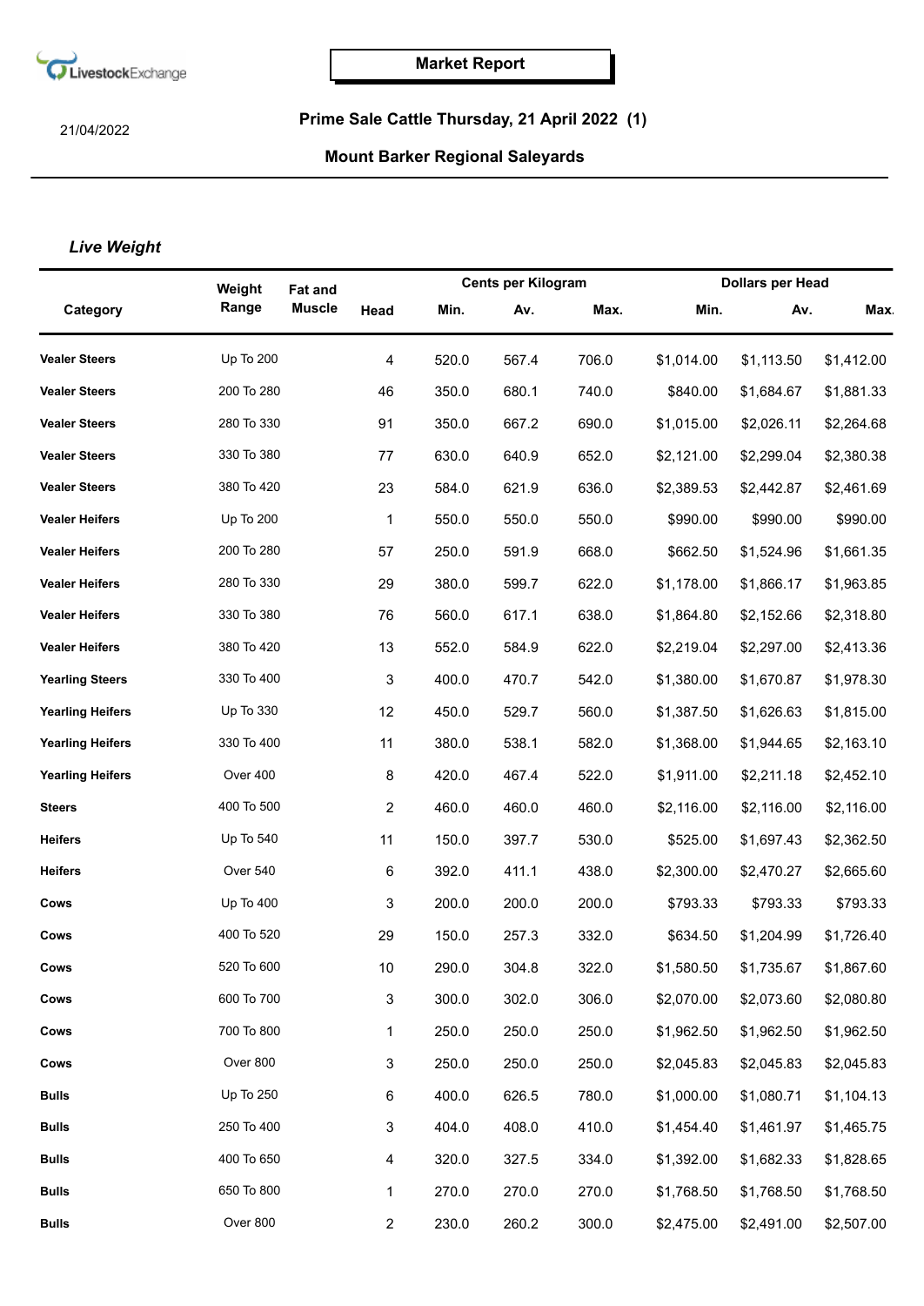LivestockExchange

**Market Report**

21/04/2022

## Prime Sale Cattle Thursday, 21 April 2022 (1)

### Mount Barker Regional Saleyards

*Live Weight*

| Category | Weight Range | Fat and Muscle | Head | Cents per Kilogram | | | Dollars per Head | | |
|---|---|---|---|---|---|---|---|---|---|
| | | | | Min. | Av. | Max. | Min. | Av. | Max. |
| Vealer Steers | Up To 200 | | 4 | 520.0 | 567.4 | 706.0 | $1,014.00 | $1,113.50 | $1,412.00 |
| Vealer Steers | 200 To 280 | | 46 | 350.0 | 680.1 | 740.0 | $840.00 | $1,684.67 | $1,881.33 |
| Vealer Steers | 280 To 330 | | 91 | 350.0 | 667.2 | 690.0 | $1,015.00 | $2,026.11 | $2,264.68 |
| Vealer Steers | 330 To 380 | | 77 | 630.0 | 640.9 | 652.0 | $2,121.00 | $2,299.04 | $2,380.38 |
| Vealer Steers | 380 To 420 | | 23 | 584.0 | 621.9 | 636.0 | $2,389.53 | $2,442.87 | $2,461.69 |
| Vealer Heifers | Up To 200 | | 1 | 550.0 | 550.0 | 550.0 | $990.00 | $990.00 | $990.00 |
| Vealer Heifers | 200 To 280 | | 57 | 250.0 | 591.9 | 668.0 | $662.50 | $1,524.96 | $1,661.35 |
| Vealer Heifers | 280 To 330 | | 29 | 380.0 | 599.7 | 622.0 | $1,178.00 | $1,866.17 | $1,963.85 |
| Vealer Heifers | 330 To 380 | | 76 | 560.0 | 617.1 | 638.0 | $1,864.80 | $2,152.66 | $2,318.80 |
| Vealer Heifers | 380 To 420 | | 13 | 552.0 | 584.9 | 622.0 | $2,219.04 | $2,297.00 | $2,413.36 |
| Yearling Steers | 330 To 400 | | 3 | 400.0 | 470.7 | 542.0 | $1,380.00 | $1,670.87 | $1,978.30 |
| Yearling Heifers | Up To 330 | | 12 | 450.0 | 529.7 | 560.0 | $1,387.50 | $1,626.63 | $1,815.00 |
| Yearling Heifers | 330 To 400 | | 11 | 380.0 | 538.1 | 582.0 | $1,368.00 | $1,944.65 | $2,163.10 |
| Yearling Heifers | Over 400 | | 8 | 420.0 | 467.4 | 522.0 | $1,911.00 | $2,211.18 | $2,452.10 |
| Steers | 400 To 500 | | 2 | 460.0 | 460.0 | 460.0 | $2,116.00 | $2,116.00 | $2,116.00 |
| Heifers | Up To 540 | | 11 | 150.0 | 397.7 | 530.0 | $525.00 | $1,697.43 | $2,362.50 |
| Heifers | Over 540 | | 6 | 392.0 | 411.1 | 438.0 | $2,300.00 | $2,470.27 | $2,665.60 |
| Cows | Up To 400 | | 3 | 200.0 | 200.0 | 200.0 | $793.33 | $793.33 | $793.33 |
| Cows | 400 To 520 | | 29 | 150.0 | 257.3 | 332.0 | $634.50 | $1,204.99 | $1,726.40 |
| Cows | 520 To 600 | | 10 | 290.0 | 304.8 | 322.0 | $1,580.50 | $1,735.67 | $1,867.60 |
| Cows | 600 To 700 | | 3 | 300.0 | 302.0 | 306.0 | $2,070.00 | $2,073.60 | $2,080.80 |
| Cows | 700 To 800 | | 1 | 250.0 | 250.0 | 250.0 | $1,962.50 | $1,962.50 | $1,962.50 |
| Cows | Over 800 | | 3 | 250.0 | 250.0 | 250.0 | $2,045.83 | $2,045.83 | $2,045.83 |
| Bulls | Up To 250 | | 6 | 400.0 | 626.5 | 780.0 | $1,000.00 | $1,080.71 | $1,104.13 |
| Bulls | 250 To 400 | | 3 | 404.0 | 408.0 | 410.0 | $1,454.40 | $1,461.97 | $1,465.75 |
| Bulls | 400 To 650 | | 4 | 320.0 | 327.5 | 334.0 | $1,392.00 | $1,682.33 | $1,828.65 |
| Bulls | 650 To 800 | | 1 | 270.0 | 270.0 | 270.0 | $1,768.50 | $1,768.50 | $1,768.50 |
| Bulls | Over 800 | | 2 | 230.0 | 260.2 | 300.0 | $2,475.00 | $2,491.00 | $2,507.00 |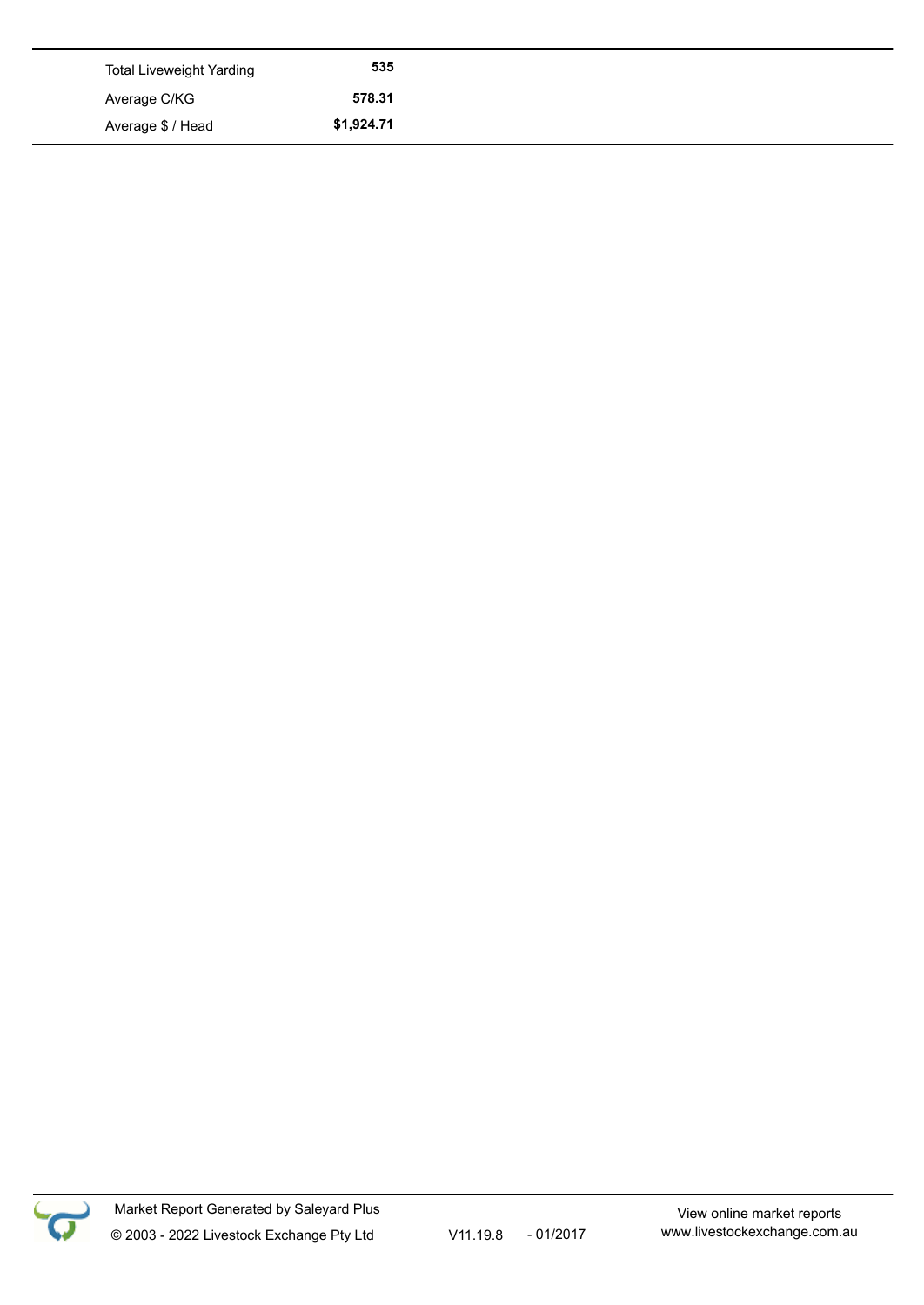| | |
|---|---|
| Total Liveweight Yarding | **535** |
| Average C/KG | **578.31** |
| Average $ / Head | **$1,924.71** |